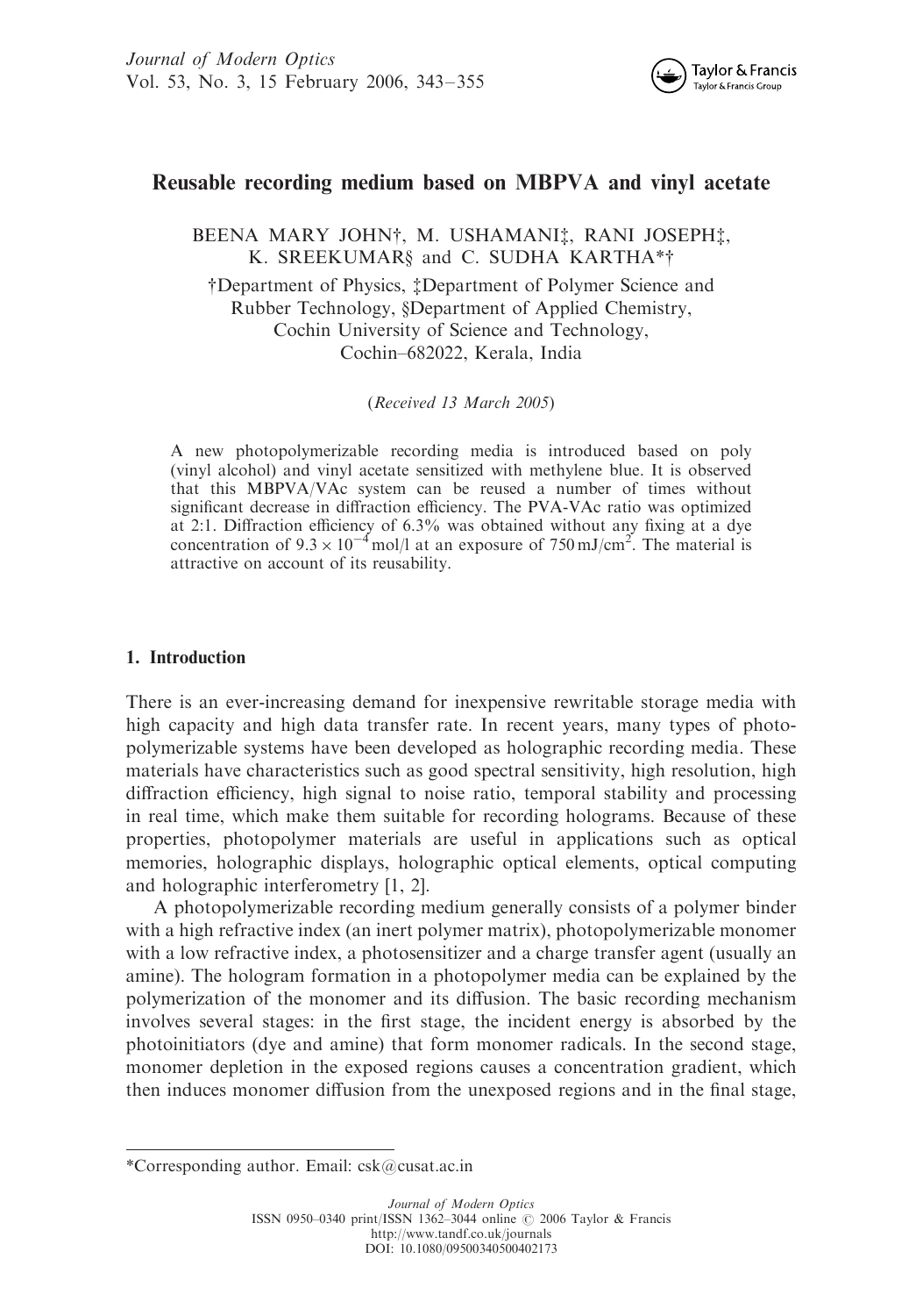# Reusable recording medium based on MBPVA and vinyl acetate

BEENA MARY JOHN†, M. USHAMANI‡, RANI JOSEPH‡, K. SREEKUMAR§ and C. SUDHA KARTHA*†

†Department of Physics, ‡Department of Polymer Science and Rubber Technology, §Department of Applied Chemistry, Cochin University of Science and Technology, Cochin–682022, Kerala, India

(*Received 13 March 2005*)

A new photopolymerizable recording media is introduced based on poly (vinyl alcohol) and vinyl acetate sensitized with methylene blue. It is observed that this MBPVA/VAc system can be reused a number of times without significant decrease in diffraction efficiency. The PVA-VAc ratio was optimized at 2:1. Diffraction efficiency of 6.3% was obtained without any fixing at a dye concentration of $9.3 \times 10^{-4}$ mol/l at an exposure of 750 mJ/cm$^2$. The material is attractive on account of its reusability.

## 1. Introduction

There is an ever-increasing demand for inexpensive rewritable storage media with high capacity and high data transfer rate. In recent years, many types of photopolymerizable systems have been developed as holographic recording media. These materials have characteristics such as good spectral sensitivity, high resolution, high diffraction efficiency, high signal to noise ratio, temporal stability and processing in real time, which make them suitable for recording holograms. Because of these properties, photopolymer materials are useful in applications such as optical memories, holographic displays, holographic optical elements, optical computing and holographic interferometry [1, 2].

A photopolymerizable recording medium generally consists of a polymer binder with a high refractive index (an inert polymer matrix), photopolymerizable monomer with a low refractive index, a photosensitizer and a charge transfer agent (usually an amine). The hologram formation in a photopolymer media can be explained by the polymerization of the monomer and its diffusion. The basic recording mechanism involves several stages: in the first stage, the incident energy is absorbed by the photoinitiators (dye and amine) that form monomer radicals. In the second stage, monomer depletion in the exposed regions causes a concentration gradient, which then induces monomer diffusion from the unexposed regions and in the final stage,

*Corresponding author. Email: csk@cusat.ac.in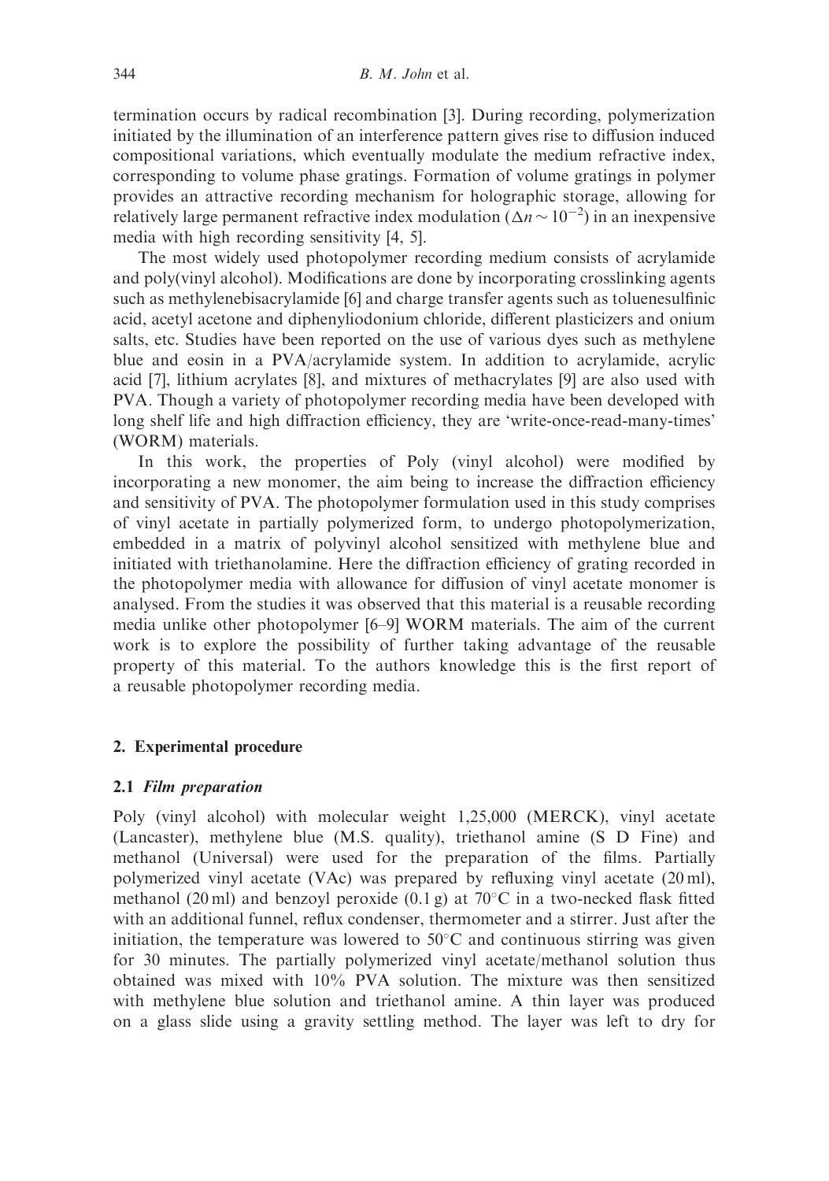termination occurs by radical recombination [3]. During recording, polymerization initiated by the illumination of an interference pattern gives rise to diffusion induced compositional variations, which eventually modulate the medium refractive index, corresponding to volume phase gratings. Formation of volume gratings in polymer provides an attractive recording mechanism for holographic storage, allowing for relatively large permanent refractive index modulation ($\Delta n \sim 10^{-2}$) in an inexpensive media with high recording sensitivity [4, 5].

The most widely used photopolymer recording medium consists of acrylamide and poly(vinyl alcohol). Modifications are done by incorporating crosslinking agents such as methylenebisacrylamide [6] and charge transfer agents such as toluenesulfinic acid, acetyl acetone and diphenyliodonium chloride, different plasticizers and onium salts, etc. Studies have been reported on the use of various dyes such as methylene blue and eosin in a PVA/acrylamide system. In addition to acrylamide, acrylic acid [7], lithium acrylates [8], and mixtures of methacrylates [9] are also used with PVA. Though a variety of photopolymer recording media have been developed with long shelf life and high diffraction efficiency, they are 'write-once-read-many-times' (WORM) materials.

In this work, the properties of Poly (vinyl alcohol) were modified by incorporating a new monomer, the aim being to increase the diffraction efficiency and sensitivity of PVA. The photopolymer formulation used in this study comprises of vinyl acetate in partially polymerized form, to undergo photopolymerization, embedded in a matrix of polyvinyl alcohol sensitized with methylene blue and initiated with triethanolamine. Here the diffraction efficiency of grating recorded in the photopolymer media with allowance for diffusion of vinyl acetate monomer is analysed. From the studies it was observed that this material is a reusable recording media unlike other photopolymer [6–9] WORM materials. The aim of the current work is to explore the possibility of further taking advantage of the reusable property of this material. To the authors knowledge this is the first report of a reusable photopolymer recording media.

## 2. Experimental procedure

### 2.1 *Film preparation*

Poly (vinyl alcohol) with molecular weight 1,25,000 (MERCK), vinyl acetate (Lancaster), methylene blue (M.S. quality), triethanol amine (S D Fine) and methanol (Universal) were used for the preparation of the films. Partially polymerized vinyl acetate (VAc) was prepared by refluxing vinyl acetate (20 ml), methanol (20 ml) and benzoyl peroxide (0.1 g) at 70°C in a two-necked flask fitted with an additional funnel, reflux condenser, thermometer and a stirrer. Just after the initiation, the temperature was lowered to 50°C and continuous stirring was given for 30 minutes. The partially polymerized vinyl acetate/methanol solution thus obtained was mixed with 10% PVA solution. The mixture was then sensitized with methylene blue solution and triethanol amine. A thin layer was produced on a glass slide using a gravity settling method. The layer was left to dry for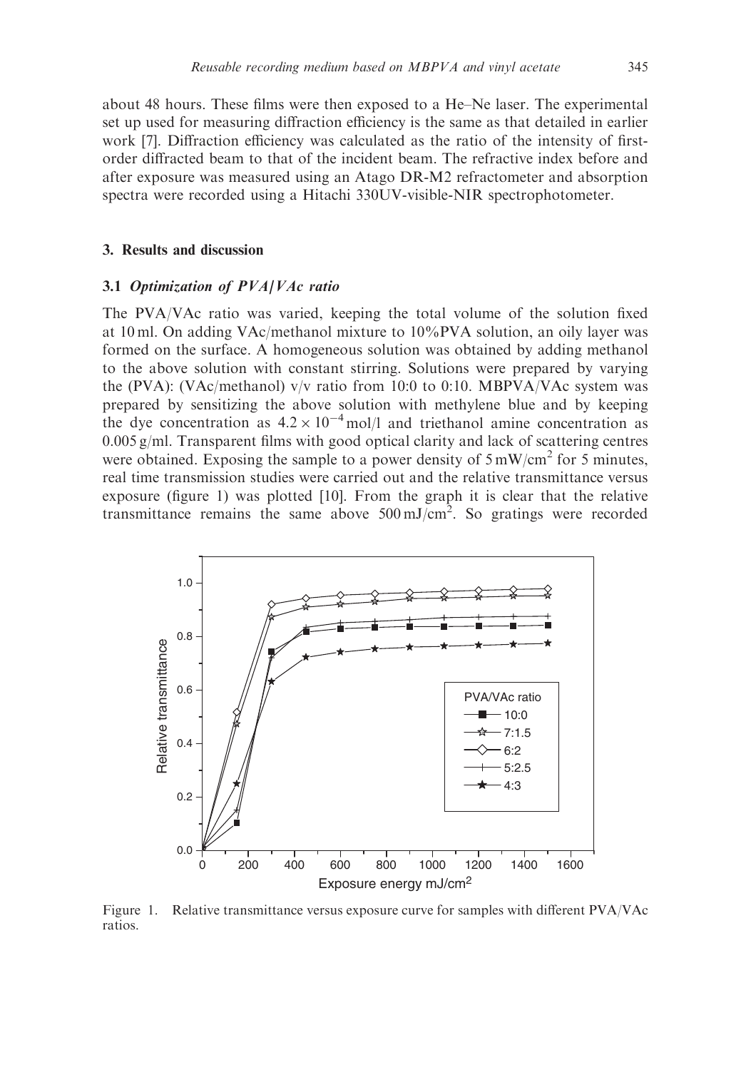about 48 hours. These films were then exposed to a He–Ne laser. The experimental set up used for measuring diffraction efficiency is the same as that detailed in earlier work [7]. Diffraction efficiency was calculated as the ratio of the intensity of first-order diffracted beam to that of the incident beam. The refractive index before and after exposure was measured using an Atago DR-M2 refractometer and absorption spectra were recorded using a Hitachi 330UV-visible-NIR spectrophotometer.

## 3. Results and discussion

### 3.1 *Optimization of PVA/VAc ratio*

The PVA/VAc ratio was varied, keeping the total volume of the solution fixed at 10 ml. On adding VAc/methanol mixture to 10%PVA solution, an oily layer was formed on the surface. A homogeneous solution was obtained by adding methanol to the above solution with constant stirring. Solutions were prepared by varying the (PVA): (VAc/methanol) v/v ratio from 10:0 to 0:10. MBPVA/VAc system was prepared by sensitizing the above solution with methylene blue and by keeping the dye concentration as $4.2 \times 10^{-4}$ mol/l and triethanol amine concentration as 0.005 g/ml. Transparent films with good optical clarity and lack of scattering centres were obtained. Exposing the sample to a power density of 5 mW/cm$^2$ for 5 minutes, real time transmission studies were carried out and the relative transmittance versus exposure (figure 1) was plotted [10]. From the graph it is clear that the relative transmittance remains the same above 500 mJ/cm$^2$. So gratings were recorded

Figure 1. Relative transmittance versus exposure curve for samples with different PVA/VAc ratios.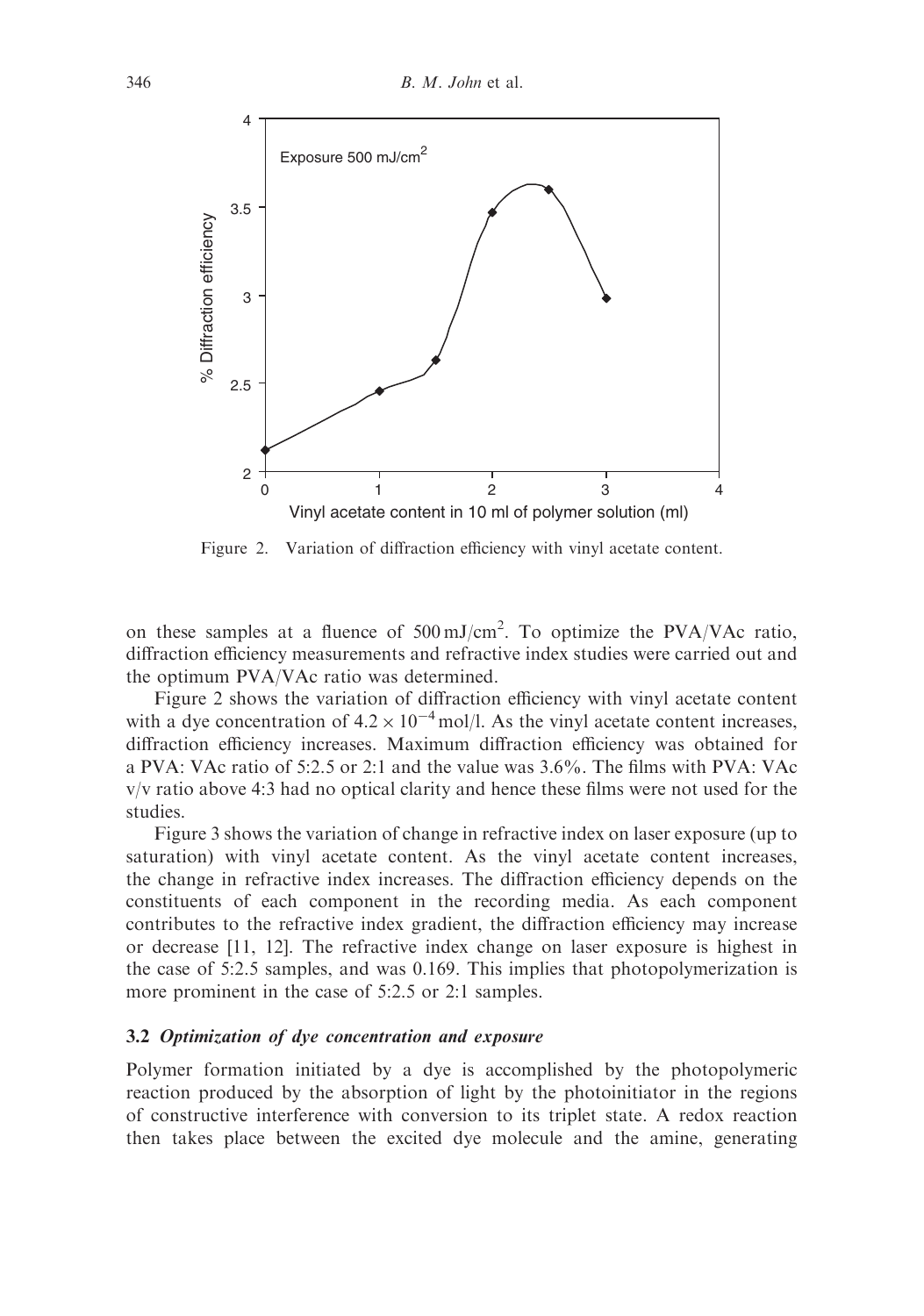Figure 2. Variation of diffraction efficiency with vinyl acetate content.

on these samples at a fluence of 500 mJ/cm$^2$. To optimize the PVA/VAc ratio, diffraction efficiency measurements and refractive index studies were carried out and the optimum PVA/VAc ratio was determined.

Figure 2 shows the variation of diffraction efficiency with vinyl acetate content with a dye concentration of $4.2 \times 10^{-4}$ mol/l. As the vinyl acetate content increases, diffraction efficiency increases. Maximum diffraction efficiency was obtained for a PVA: VAc ratio of 5:2.5 or 2:1 and the value was 3.6%. The films with PVA: VAc v/v ratio above 4:3 had no optical clarity and hence these films were not used for the studies.

Figure 3 shows the variation of change in refractive index on laser exposure (up to saturation) with vinyl acetate content. As the vinyl acetate content increases, the change in refractive index increases. The diffraction efficiency depends on the constituents of each component in the recording media. As each component contributes to the refractive index gradient, the diffraction efficiency may increase or decrease [11, 12]. The refractive index change on laser exposure is highest in the case of 5:2.5 samples, and was 0.169. This implies that photopolymerization is more prominent in the case of 5:2.5 or 2:1 samples.

### 3.2 *Optimization of dye concentration and exposure*

Polymer formation initiated by a dye is accomplished by the photopolymeric reaction produced by the absorption of light by the photoinitiator in the regions of constructive interference with conversion to its triplet state. A redox reaction then takes place between the excited dye molecule and the amine, generating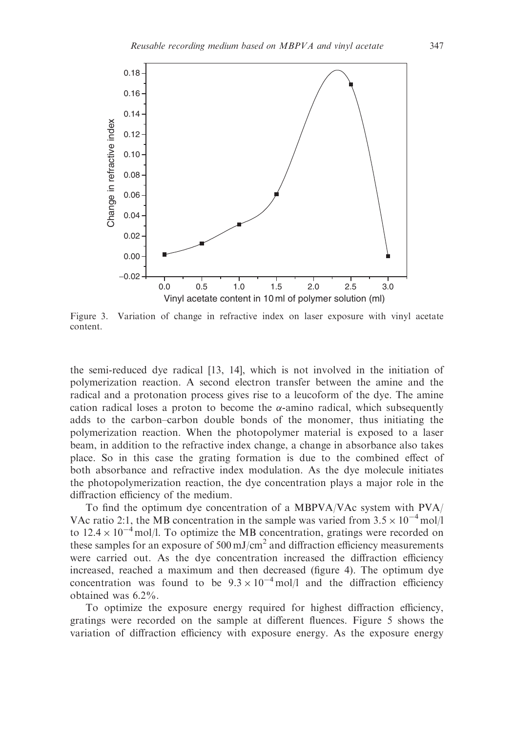Figure 3. Variation of change in refractive index on laser exposure with vinyl acetate content.

the semi-reduced dye radical [13, 14], which is not involved in the initiation of polymerization reaction. A second electron transfer between the amine and the radical and a protonation process gives rise to a leucoform of the dye. The amine cation radical loses a proton to become the $\alpha$-amino radical, which subsequently adds to the carbon–carbon double bonds of the monomer, thus initiating the polymerization reaction. When the photopolymer material is exposed to a laser beam, in addition to the refractive index change, a change in absorbance also takes place. So in this case the grating formation is due to the combined effect of both absorbance and refractive index modulation. As the dye molecule initiates the photopolymerization reaction, the dye concentration plays a major role in the diffraction efficiency of the medium.

To find the optimum dye concentration of a MBPVA/VAc system with PVA/VAc ratio 2:1, the MB concentration in the sample was varied from $3.5 \times 10^{-4}$ mol/l to $12.4 \times 10^{-4}$ mol/l. To optimize the MB concentration, gratings were recorded on these samples for an exposure of 500 mJ/cm$^2$ and diffraction efficiency measurements were carried out. As the dye concentration increased the diffraction efficiency increased, reached a maximum and then decreased (figure 4). The optimum dye concentration was found to be $9.3 \times 10^{-4}$ mol/l and the diffraction efficiency obtained was 6.2%.

To optimize the exposure energy required for highest diffraction efficiency, gratings were recorded on the sample at different fluences. Figure 5 shows the variation of diffraction efficiency with exposure energy. As the exposure energy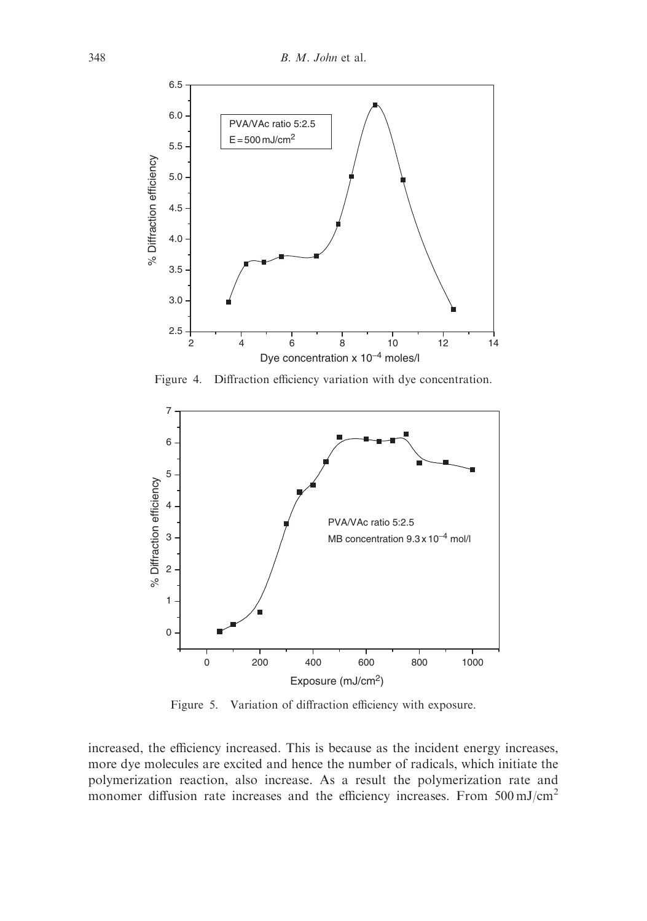Figure 4. Diffraction efficiency variation with dye concentration.

Figure 5. Variation of diffraction efficiency with exposure.

increased, the efficiency increased. This is because as the incident energy increases, more dye molecules are excited and hence the number of radicals, which initiate the polymerization reaction, also increase. As a result the polymerization rate and monomer diffusion rate increases and the efficiency increases. From 500 mJ/cm$^2$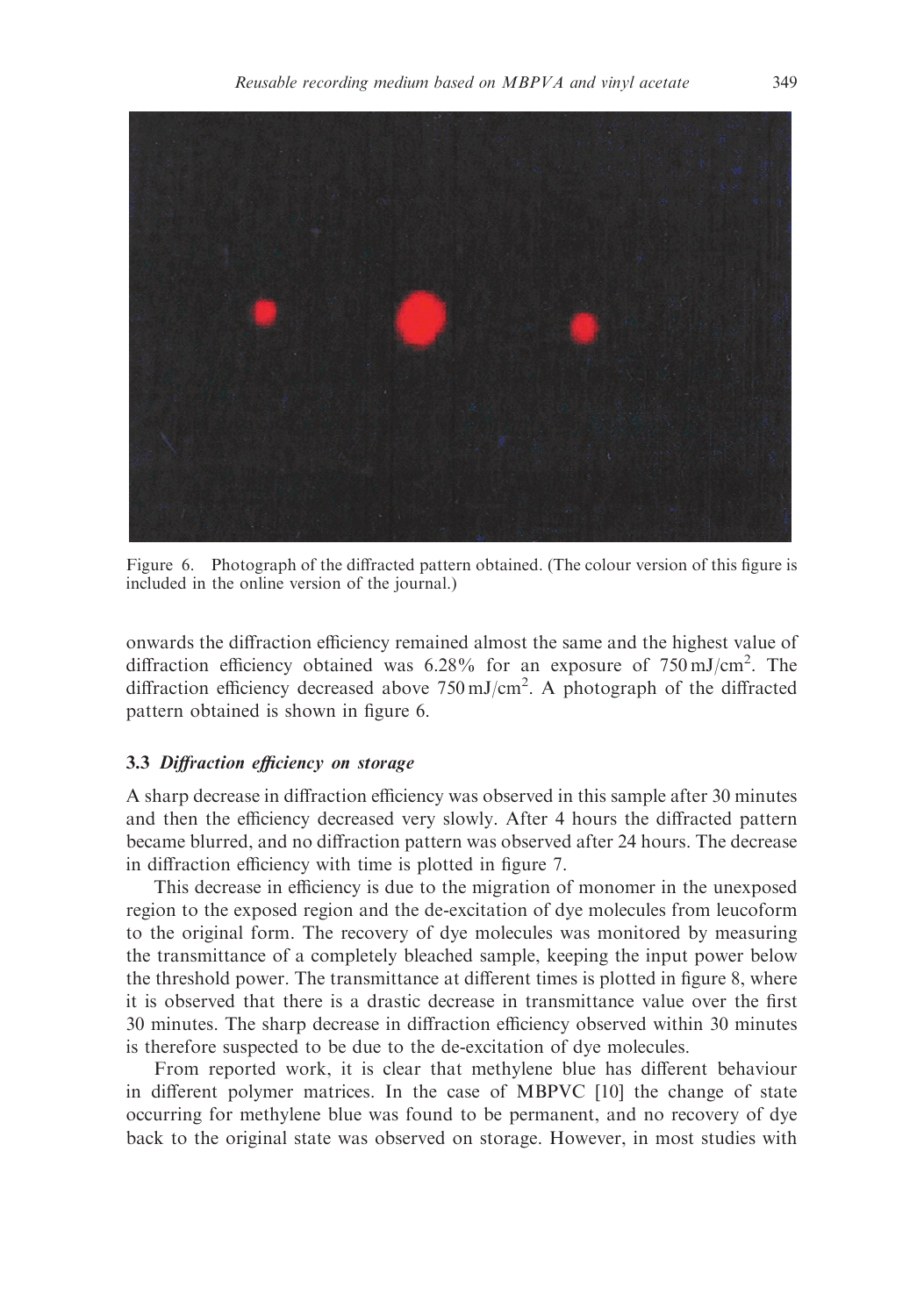Figure 6. Photograph of the diffracted pattern obtained. (The colour version of this figure is included in the online version of the journal.)

onwards the diffraction efficiency remained almost the same and the highest value of diffraction efficiency obtained was 6.28% for an exposure of 750 mJ/cm$^2$. The diffraction efficiency decreased above 750 mJ/cm$^2$. A photograph of the diffracted pattern obtained is shown in figure 6.

### 3.3 *Diffraction efficiency on storage*

A sharp decrease in diffraction efficiency was observed in this sample after 30 minutes and then the efficiency decreased very slowly. After 4 hours the diffracted pattern became blurred, and no diffraction pattern was observed after 24 hours. The decrease in diffraction efficiency with time is plotted in figure 7.

This decrease in efficiency is due to the migration of monomer in the unexposed region to the exposed region and the de-excitation of dye molecules from leucoform to the original form. The recovery of dye molecules was monitored by measuring the transmittance of a completely bleached sample, keeping the input power below the threshold power. The transmittance at different times is plotted in figure 8, where it is observed that there is a drastic decrease in transmittance value over the first 30 minutes. The sharp decrease in diffraction efficiency observed within 30 minutes is therefore suspected to be due to the de-excitation of dye molecules.

From reported work, it is clear that methylene blue has different behaviour in different polymer matrices. In the case of MBPVC [10] the change of state occurring for methylene blue was found to be permanent, and no recovery of dye back to the original state was observed on storage. However, in most studies with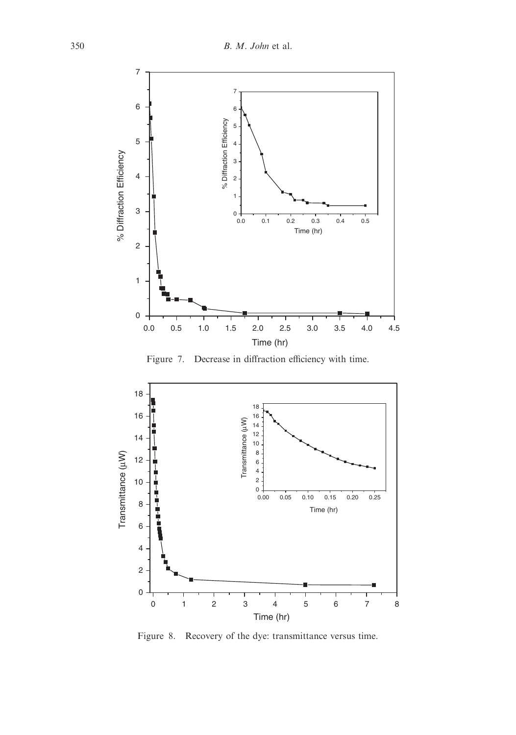Figure 7. Decrease in diffraction efficiency with time.

Figure 8. Recovery of the dye: transmittance versus time.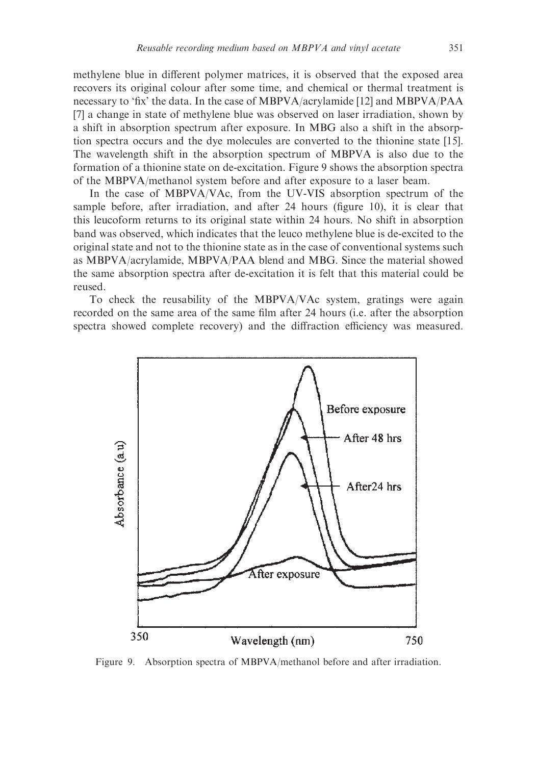methylene blue in different polymer matrices, it is observed that the exposed area recovers its original colour after some time, and chemical or thermal treatment is necessary to 'fix' the data. In the case of MBPVA/acrylamide [12] and MBPVA/PAA [7] a change in state of methylene blue was observed on laser irradiation, shown by a shift in absorption spectrum after exposure. In MBG also a shift in the absorption spectra occurs and the dye molecules are converted to the thionine state [15]. The wavelength shift in the absorption spectrum of MBPVA is also due to the formation of a thionine state on de-excitation. Figure 9 shows the absorption spectra of the MBPVA/methanol system before and after exposure to a laser beam.

In the case of MBPVA/VAc, from the UV-VIS absorption spectrum of the sample before, after irradiation, and after 24 hours (figure 10), it is clear that this leucoform returns to its original state within 24 hours. No shift in absorption band was observed, which indicates that the leuco methylene blue is de-excited to the original state and not to the thionine state as in the case of conventional systems such as MBPVA/acrylamide, MBPVA/PAA blend and MBG. Since the material showed the same absorption spectra after de-excitation it is felt that this material could be reused.

To check the reusability of the MBPVA/VAc system, gratings were again recorded on the same area of the same film after 24 hours (i.e. after the absorption spectra showed complete recovery) and the diffraction efficiency was measured.

Figure 9. Absorption spectra of MBPVA/methanol before and after irradiation.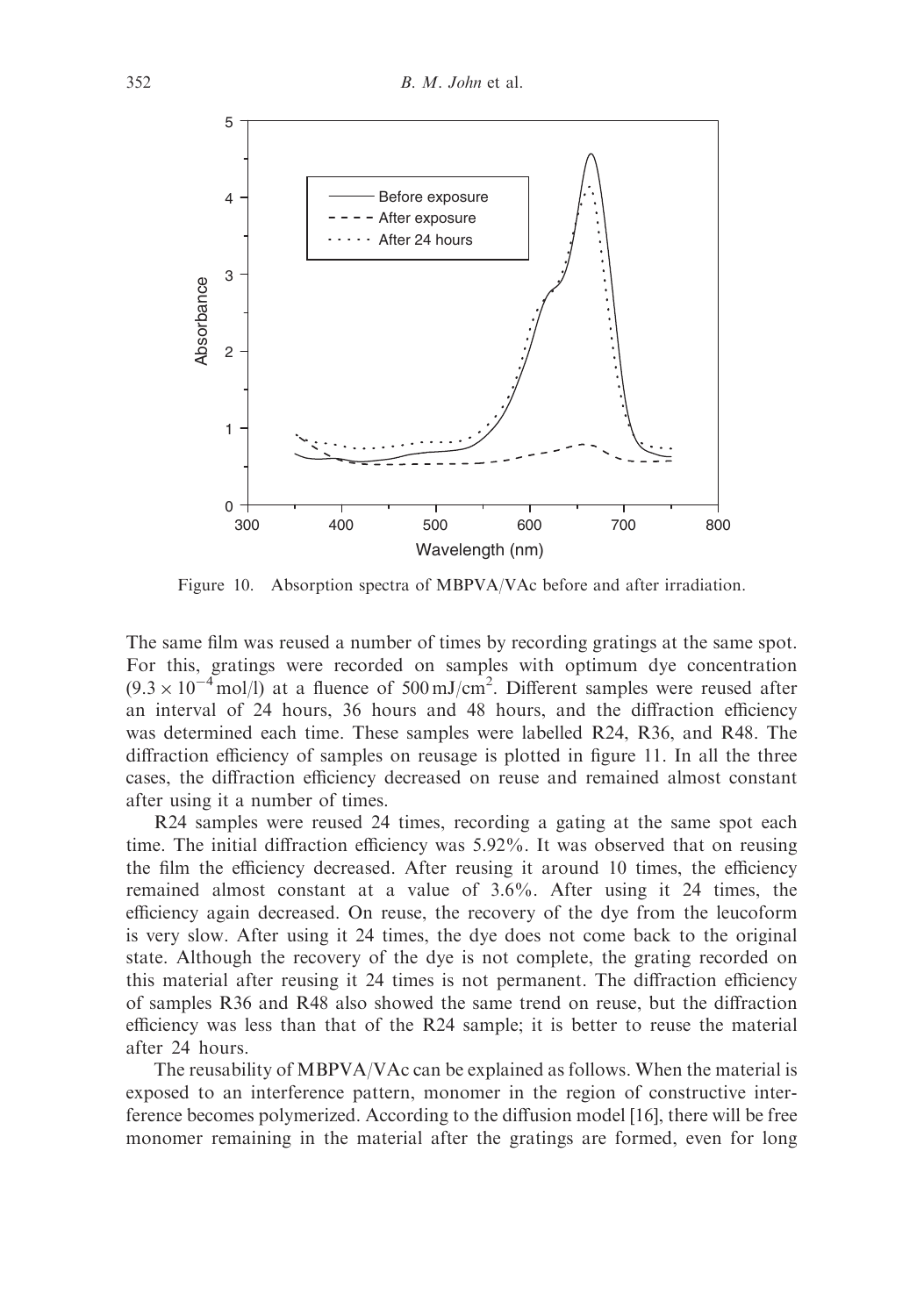Figure 10. Absorption spectra of MBPVA/VAc before and after irradiation.

The same film was reused a number of times by recording gratings at the same spot. For this, gratings were recorded on samples with optimum dye concentration ($9.3 \times 10^{-4}$ mol/l) at a fluence of 500 mJ/cm$^2$. Different samples were reused after an interval of 24 hours, 36 hours and 48 hours, and the diffraction efficiency was determined each time. These samples were labelled R24, R36, and R48. The diffraction efficiency of samples on reusage is plotted in figure 11. In all the three cases, the diffraction efficiency decreased on reuse and remained almost constant after using it a number of times.

R24 samples were reused 24 times, recording a gating at the same spot each time. The initial diffraction efficiency was 5.92%. It was observed that on reusing the film the efficiency decreased. After reusing it around 10 times, the efficiency remained almost constant at a value of 3.6%. After using it 24 times, the efficiency again decreased. On reuse, the recovery of the dye from the leucoform is very slow. After using it 24 times, the dye does not come back to the original state. Although the recovery of the dye is not complete, the grating recorded on this material after reusing it 24 times is not permanent. The diffraction efficiency of samples R36 and R48 also showed the same trend on reuse, but the diffraction efficiency was less than that of the R24 sample; it is better to reuse the material after 24 hours.

The reusability of MBPVA/VAc can be explained as follows. When the material is exposed to an interference pattern, monomer in the region of constructive interference becomes polymerized. According to the diffusion model [16], there will be free monomer remaining in the material after the gratings are formed, even for long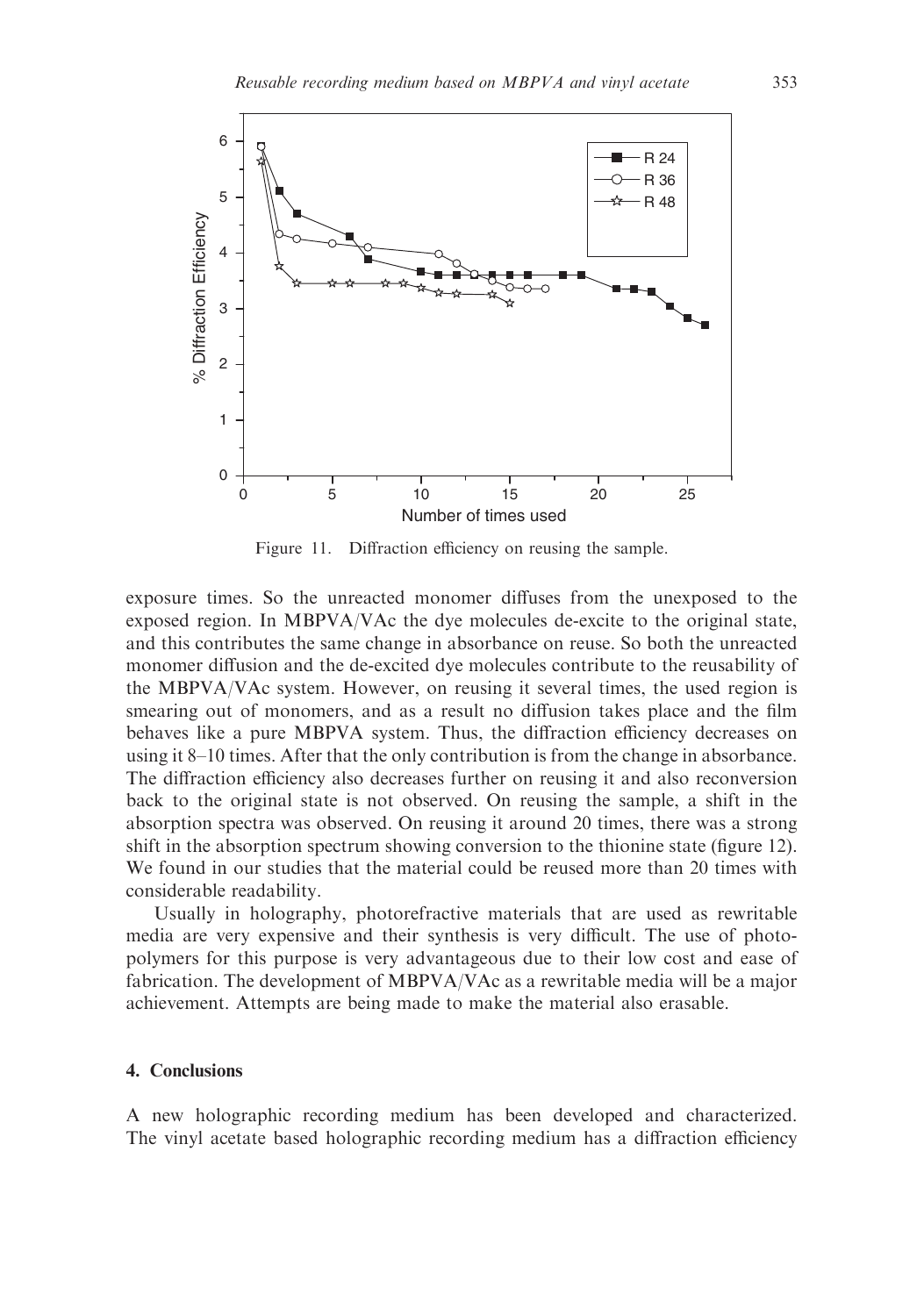Figure 11. Diffraction efficiency on reusing the sample.

exposure times. So the unreacted monomer diffuses from the unexposed to the exposed region. In MBPVA/VAc the dye molecules de-excite to the original state, and this contributes the same change in absorbance on reuse. So both the unreacted monomer diffusion and the de-excited dye molecules contribute to the reusability of the MBPVA/VAc system. However, on reusing it several times, the used region is smearing out of monomers, and as a result no diffusion takes place and the film behaves like a pure MBPVA system. Thus, the diffraction efficiency decreases on using it 8–10 times. After that the only contribution is from the change in absorbance. The diffraction efficiency also decreases further on reusing it and also reconversion back to the original state is not observed. On reusing the sample, a shift in the absorption spectra was observed. On reusing it around 20 times, there was a strong shift in the absorption spectrum showing conversion to the thionine state (figure 12). We found in our studies that the material could be reused more than 20 times with considerable readability.

Usually in holography, photorefractive materials that are used as rewritable media are very expensive and their synthesis is very difficult. The use of photopolymers for this purpose is very advantageous due to their low cost and ease of fabrication. The development of MBPVA/VAc as a rewritable media will be a major achievement. Attempts are being made to make the material also erasable.

## 4. Conclusions

A new holographic recording medium has been developed and characterized. The vinyl acetate based holographic recording medium has a diffraction efficiency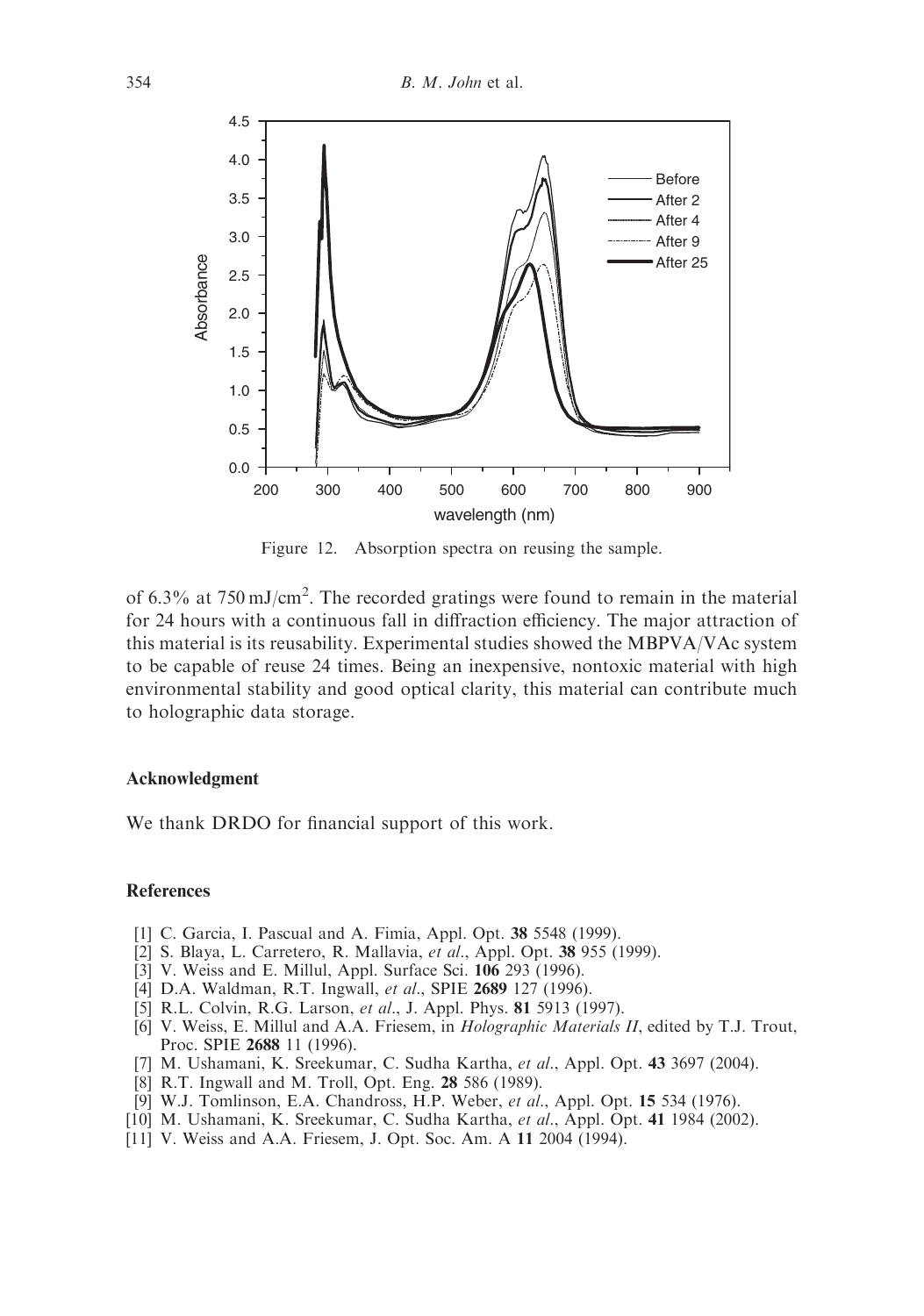Figure 12. Absorption spectra on reusing the sample.

of 6.3% at 750 mJ/cm$^2$. The recorded gratings were found to remain in the material for 24 hours with a continuous fall in diffraction efficiency. The major attraction of this material is its reusability. Experimental studies showed the MBPVA/VAc system to be capable of reuse 24 times. Being an inexpensive, nontoxic material with high environmental stability and good optical clarity, this material can contribute much to holographic data storage.

## Acknowledgment

We thank DRDO for financial support of this work.

## References

[1] C. Garcia, I. Pascual and A. Fimia, Appl. Opt. **38** 5548 (1999).
[2] S. Blaya, L. Carretero, R. Mallavia, *et al*., Appl. Opt. **38** 955 (1999).
[3] V. Weiss and E. Millul, Appl. Surface Sci. **106** 293 (1996).
[4] D.A. Waldman, R.T. Ingwall, *et al*., SPIE **2689** 127 (1996).
[5] R.L. Colvin, R.G. Larson, *et al*., J. Appl. Phys. **81** 5913 (1997).
[6] V. Weiss, E. Millul and A.A. Friesem, in *Holographic Materials II*, edited by T.J. Trout, Proc. SPIE **2688** 11 (1996).
[7] M. Ushamani, K. Sreekumar, C. Sudha Kartha, *et al*., Appl. Opt. **43** 3697 (2004).
[8] R.T. Ingwall and M. Troll, Opt. Eng. **28** 586 (1989).
[9] W.J. Tomlinson, E.A. Chandross, H.P. Weber, *et al*., Appl. Opt. **15** 534 (1976).
[10] M. Ushamani, K. Sreekumar, C. Sudha Kartha, *et al*., Appl. Opt. **41** 1984 (2002).
[11] V. Weiss and A.A. Friesem, J. Opt. Soc. Am. A **11** 2004 (1994).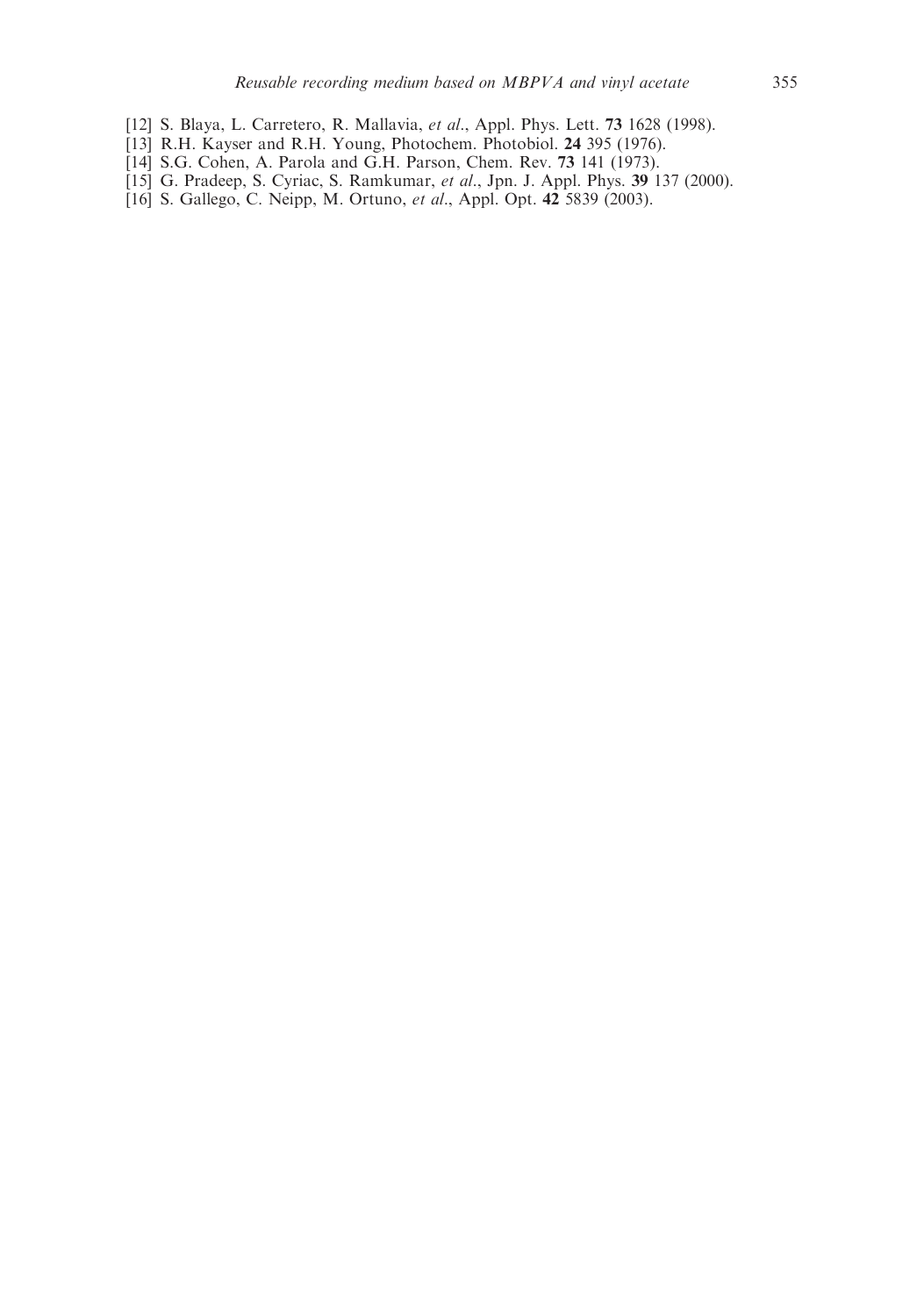[12] S. Blaya, L. Carretero, R. Mallavia, *et al*., Appl. Phys. Lett. **73** 1628 (1998).
[13] R.H. Kayser and R.H. Young, Photochem. Photobiol. **24** 395 (1976).
[14] S.G. Cohen, A. Parola and G.H. Parson, Chem. Rev. **73** 141 (1973).
[15] G. Pradeep, S. Cyriac, S. Ramkumar, *et al*., Jpn. J. Appl. Phys. **39** 137 (2000).
[16] S. Gallego, C. Neipp, M. Ortuno, *et al*., Appl. Opt. **42** 5839 (2003).